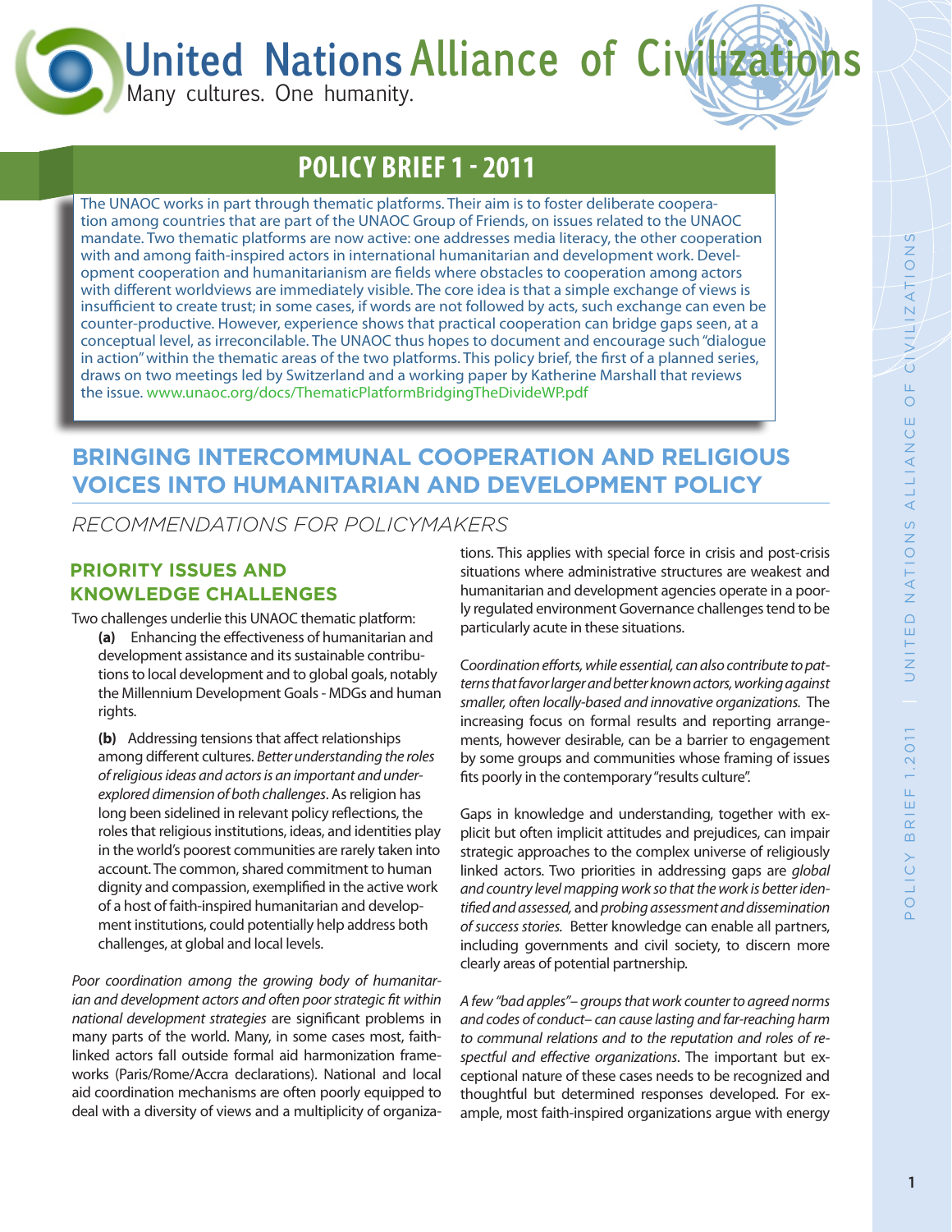# United Nations Alliance of Civilizations

Many cultures. One humanity.

## POLICY BRIEF 1 - 2011

The UNAOC works in part through thematic platforms. Their aim is to foster deliberate cooperation among countries that are part of the UNAOC Group of Friends, on issues related to the UNAOC mandate. Two thematic platforms are now active: one addresses media literacy, the other cooperation with and among faith-inspired actors in international humanitarian and development work. Development cooperation and humanitarianism are fields where obstacles to cooperation among actors with different worldviews are immediately visible. The core idea is that a simple exchange of views is insufficient to create trust; in some cases, if words are not followed by acts, such exchange can even be counter-productive. However, experience shows that practical cooperation can bridge gaps seen, at a conceptual level, as irreconcilable. The UNAOC thus hopes to document and encourage such "dialogue in action" within the thematic areas of the two platforms. This policy brief, the first of a planned series, draws on two meetings led by Switzerland and a working paper by Katherine Marshall that reviews the issue. www.unaoc.org/docs/ThematicPlatformBridgingTheDivideWP.pdf

## BRINGING INTERCOMMUNAL COOPERATION AND RELIGIOUS VOICES INTO HUMANITARIAN AND DEVELOPMENT POLICY

*RECOMMENDATIONS FOR POLICYMAKERS*

### PRIORITY ISSUES AND KNOWLEDGE CHALLENGES

Two challenges underlie this UNAOC thematic platform:

**(a)** Enhancing the effectiveness of humanitarian and development assistance and its sustainable contributions to local development and to global goals, notably the Millennium Development Goals - MDGs and human rights.

**(b)** Addressing tensions that affect relationships among different cultures. *Better understanding the roles of religious ideas and actors is an important and under-explored dimension of both challenges*. As religion has long been sidelined in relevant policy reflections, the roles that religious institutions, ideas, and identities play in the world's poorest communities are rarely taken into account. The common, shared commitment to human dignity and compassion, exemplified in the active work of a host of faith-inspired humanitarian and development institutions, could potentially help address both challenges, at global and local levels.

*Poor coordination among the growing body of humanitarian and development actors and often poor strategic fit within national development strategies* are significant problems in many parts of the world. Many, in some cases most, faith-linked actors fall outside formal aid harmonization frameworks (Paris/Rome/Accra declarations). National and local aid coordination mechanisms are often poorly equipped to deal with a diversity of views and a multiplicity of organizations. This applies with special force in crisis and post-crisis situations where administrative structures are weakest and humanitarian and development agencies operate in a poorly regulated environment Governance challenges tend to be particularly acute in these situations.

*Coordination efforts, while essential, can also contribute to patterns that favor larger and better known actors, working against smaller, often locally-based and innovative organizations.* The increasing focus on formal results and reporting arrangements, however desirable, can be a barrier to engagement by some groups and communities whose framing of issues fits poorly in the contemporary "results culture".

Gaps in knowledge and understanding, together with explicit but often implicit attitudes and prejudices, can impair strategic approaches to the complex universe of religiously linked actors. Two priorities in addressing gaps are *global and country level mapping work so that the work is better identified and assessed,* and *probing assessment and dissemination of success stories.* Better knowledge can enable all partners, including governments and civil society, to discern more clearly areas of potential partnership.

*A few "bad apples"– groups that work counter to agreed norms and codes of conduct– can cause lasting and far-reaching harm to communal relations and to the reputation and roles of respectful and effective organizations*. The important but exceptional nature of these cases needs to be recognized and thoughtful but determined responses developed. For example, most faith-inspired organizations argue with energy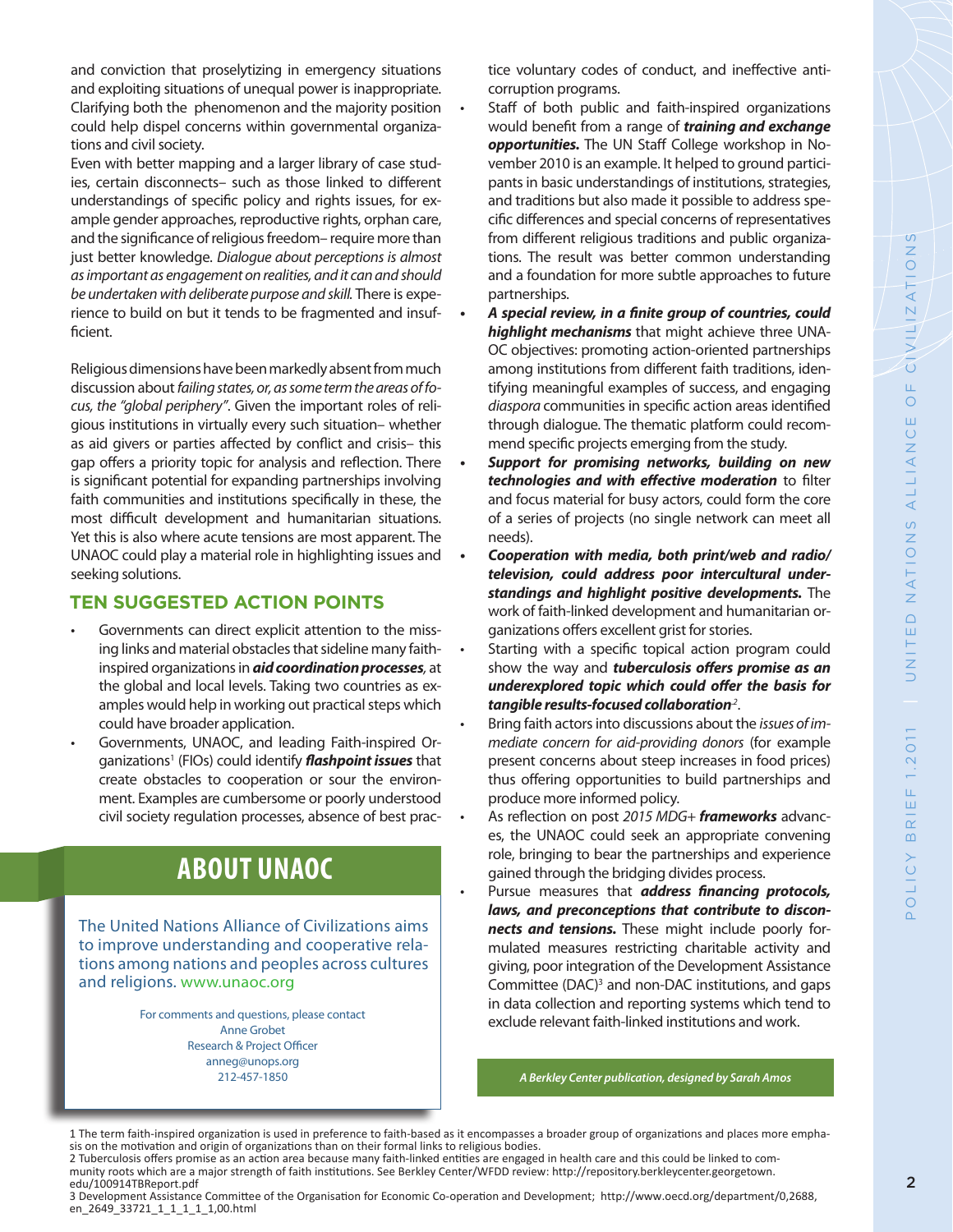and conviction that proselytizing in emergency situations and exploiting situations of unequal power is inappropriate. Clarifying both the phenomenon and the majority position could help dispel concerns within governmental organizations and civil society.

Even with better mapping and a larger library of case studies, certain disconnects– such as those linked to different understandings of specific policy and rights issues, for example gender approaches, reproductive rights, orphan care, and the significance of religious freedom– require more than just better knowledge. *Dialogue about perceptions is almost as important as engagement on realities, and it can and should be undertaken with deliberate purpose and skill.* There is experience to build on but it tends to be fragmented and insufficient.

Religious dimensions have been markedly absent from much discussion about *failing states, or, as some term the areas of focus, the "global periphery"*. Given the important roles of religious institutions in virtually every such situation– whether as aid givers or parties affected by conflict and crisis– this gap offers a priority topic for analysis and reflection. There is significant potential for expanding partnerships involving faith communities and institutions specifically in these, the most difficult development and humanitarian situations. Yet this is also where acute tensions are most apparent. The UNAOC could play a material role in highlighting issues and seeking solutions.

## TEN SUGGESTED ACTION POINTS

- Governments can direct explicit attention to the missing links and material obstacles that sideline many faith-inspired organizations in ***aid coordination processes***, at the global and local levels. Taking two countries as examples would help in working out practical steps which could have broader application.
- Governments, UNAOC, and leading Faith-inspired Organizations[1] (FIOs) could identify ***flashpoint issues*** that create obstacles to cooperation or sour the environment. Examples are cumbersome or poorly understood civil society regulation processes, absence of best practice voluntary codes of conduct, and ineffective anti-corruption programs.
- Staff of both public and faith-inspired organizations would benefit from a range of ***training and exchange opportunities.*** The UN Staff College workshop in November 2010 is an example. It helped to ground participants in basic understandings of institutions, strategies, and traditions but also made it possible to address specific differences and special concerns of representatives from different religious traditions and public organizations. The result was better common understanding and a foundation for more subtle approaches to future partnerships.
- ***A special review, in a finite group of countries, could highlight mechanisms*** that might achieve three UNAOC objectives: promoting action-oriented partnerships among institutions from different faith traditions, identifying meaningful examples of success, and engaging *diaspora* communities in specific action areas identified through dialogue. The thematic platform could recommend specific projects emerging from the study.
- ***Support for promising networks, building on new technologies and with effective moderation*** to filter and focus material for busy actors, could form the core of a series of projects (no single network can meet all needs).
- ***Cooperation with media, both print/web and radio/television, could address poor intercultural understandings and highlight positive developments.*** The work of faith-linked development and humanitarian organizations offers excellent grist for stories.
- Starting with a specific topical action program could show the way and ***tuberculosis offers promise as an underexplored topic which could offer the basis for tangible results-focused collaboration***[2].
- Bring faith actors into discussions about the *issues of immediate concern for aid-providing donors* (for example present concerns about steep increases in food prices) thus offering opportunities to build partnerships and produce more informed policy.
- As reflection on post *2015 MDG+* ***frameworks*** advances, the UNAOC could seek an appropriate convening role, bringing to bear the partnerships and experience gained through the bridging divides process.
- Pursue measures that ***address financing protocols, laws, and preconceptions that contribute to disconnects and tensions.*** These might include poorly formulated measures restricting charitable activity and giving, poor integration of the Development Assistance Committee (DAC)[3] and non-DAC institutions, and gaps in data collection and reporting systems which tend to exclude relevant faith-linked institutions and work.

## ABOUT UNAOC

The United Nations Alliance of Civilizations aims to improve understanding and cooperative relations among nations and peoples across cultures and religions. www.unaoc.org

For comments and questions, please contact
Anne Grobet
Research & Project Officer
anneg@unops.org
212-457-1850

*A Berkley Center publication, designed by Sarah Amos*

1 The term faith-inspired organization is used in preference to faith-based as it encompasses a broader group of organizations and places more emphasis on the motivation and origin of organizations than on their formal links to religious bodies.

2 Tuberculosis offers promise as an action area because many faith-linked entities are engaged in health care and this could be linked to community roots which are a major strength of faith institutions. See Berkley Center/WFDD review: http://repository.berkleycenter.georgetown.edu/100914TBReport.pdf

3 Development Assistance Committee of the Organisation for Economic Co-operation and Development; http://www.oecd.org/department/0,2688,en_2649_33721_1_1_1_1_1,00.html